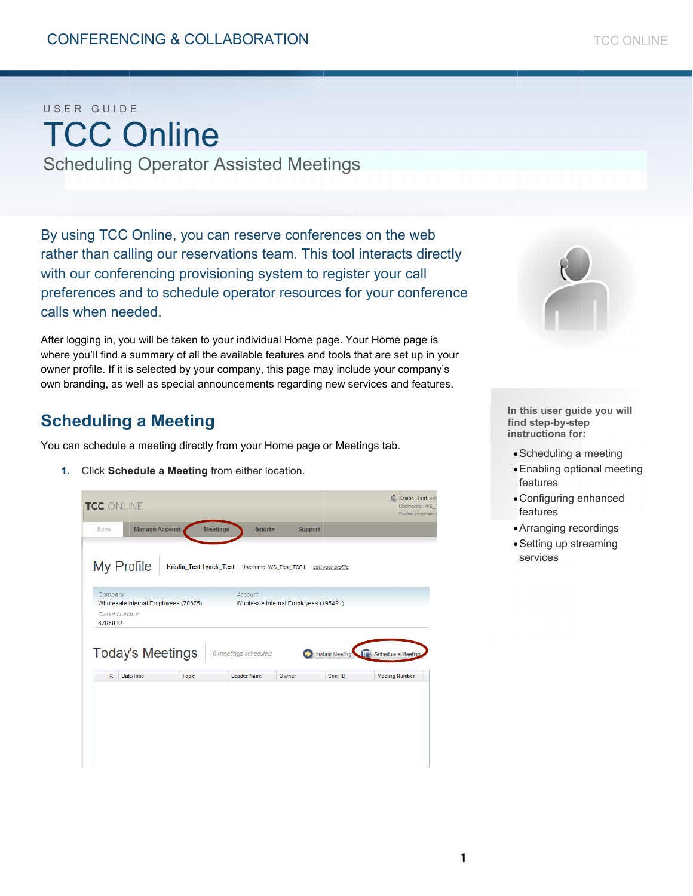USER GUIDE

# TCC Online

## Scheduling Operator Assisted Meetings

By using TCC Online, you can reserve conferences on the web rather than calling our reservations team. This tool interacts directly with our conferencing provisioning system to register your call preferences and to schedule operator resources for your conference calls when needed.

After logging in, you will be taken to your individual Home page. Your Home page is where you'll find a summary of all the available features and tools that are set up in your owner profile. If it is selected by your company, this page may include your company's own branding, as well as special announcements regarding new services and features.

**In this user guide you will find step-by-step instructions for:**

- Scheduling a meeting
- Enabling optional meeting features
- Configuring enhanced features
- Arranging recordings
- Setting up streaming services

## Scheduling a Meeting

You can schedule a meeting directly from your Home page or Meetings tab.

1. Click **Schedule a Meeting** from either location.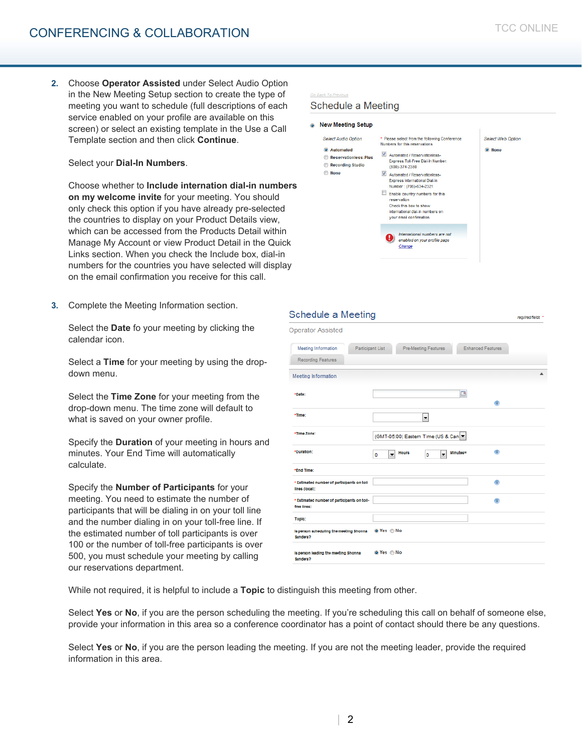2. Choose **Operator Assisted** under Select Audio Option in the New Meeting Setup section to create the type of meeting you want to schedule (full descriptions of each service enabled on your profile are available on this screen) or select an existing template in the Use a Call Template section and then click **Continue**.

   Select your **Dial-In Numbers**.

   Choose whether to **Include internation dial-in numbers on my welcome invite** for your meeting. You should only check this option if you have already pre-selected the countries to display on your Product Details view, which can be accessed from the Products Detail within Manage My Account or view Product Detail in the Quick Links section. When you check the Include box, dial-in numbers for the countries you have selected will display on the email confirmation you receive for this call.

3. Complete the Meeting Information section.

   Select the **Date** fo your meeting by clicking the calendar icon.

   Select a **Time** for your meeting by using the drop-down menu.

   Select the **Time Zone** for your meeting from the drop-down menu. The time zone will default to what is saved on your owner profile.

   Specify the **Duration** of your meeting in hours and minutes. Your End Time will automatically calculate.

   Specify the **Number of Participants** for your meeting. You need to estimate the number of participants that will be dialing in on your toll line and the number dialing in on your toll-free line. If the estimated number of toll participants is over 100 or the number of toll-free participants is over 500, you must schedule your meeting by calling our reservations department.

   While not required, it is helpful to include a **Topic** to distinguish this meeting from other.

   Select **Yes** or **No**, if you are the person scheduling the meeting. If you're scheduling this call on behalf of someone else, provide your information in this area so a conference coordinator has a point of contact should there be any questions.

   Select **Yes** or **No**, if you are the person leading the meeting. If you are not the meeting leader, provide the required information in this area.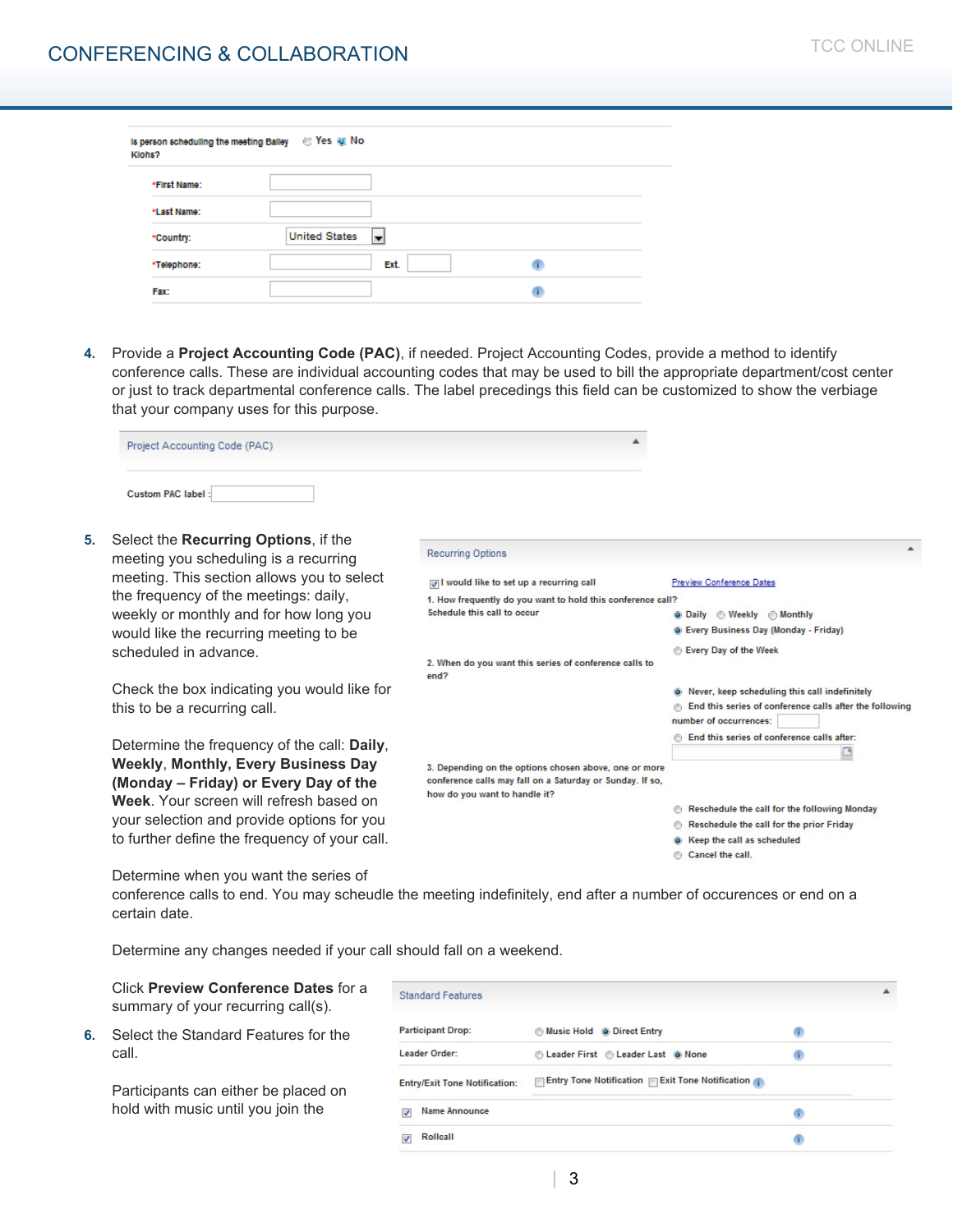Is person scheduling the meeting Bailey Klohs? Yes No

| | | | |
|---|---|---|---|
| *First Name: | | | |
| *Last Name: | | | |
| *Country: | United States | | |
| *Telephone: | | Ext. | |
| Fax: | | | |

4. Provide a **Project Accounting Code (PAC)**, if needed. Project Accounting Codes, provide a method to identify conference calls. These are individual accounting codes that may be used to bill the appropriate department/cost center or just to track departmental conference calls. The label precedings this field can be customized to show the verbiage that your company uses for this purpose.

Project Accounting Code (PAC)

Custom PAC label:

5. Select the **Recurring Options**, if the meeting you scheduling is a recurring meeting. This section allows you to select the frequency of the meetings: daily, weekly or monthly and for how long you would like the recurring meeting to be scheduled in advance.

   Check the box indicating you would like for this to be a recurring call.

   Determine the frequency of the call: **Daily**, **Weekly**, **Monthly, Every Business Day (Monday – Friday) or Every Day of the Week**. Your screen will refresh based on your selection and provide options for you to further define the frequency of your call.

   Determine when you want the series of conference calls to end. You may scheudle the meeting indefinitely, end after a number of occurences or end on a certain date.

   Determine any changes needed if your call should fall on a weekend.

   Click **Preview Conference Dates** for a summary of your recurring call(s).

Recurring Options

I would like to set up a recurring call — Preview Conference Dates

1. How frequently do you want to hold this conference call? Schedule this call to occur
   - Daily / Weekly / Monthly
   - Every Business Day (Monday - Friday)
   - Every Day of the Week

2. When do you want this series of conference calls to end?
   - Never, keep scheduling this call indefinitely
   - End this series of conference calls after the following number of occurrences:
   - End this series of conference calls after:

3. Depending on the options chosen above, one or more conference calls may fall on a Saturday or Sunday. If so, how do you want to handle it?
   - Reschedule the call for the following Monday
   - Reschedule the call for the prior Friday
   - Keep the call as scheduled
   - Cancel the call.

6. Select the Standard Features for the call.

   Participants can either be placed on hold with music until you join the

Standard Features

| | |
|---|---|
| Participant Drop: | Music Hold / Direct Entry |
| Leader Order: | Leader First / Leader Last / None |
| Entry/Exit Tone Notification: | Entry Tone Notification / Exit Tone Notification |
| Name Announce | |
| Rollcall | |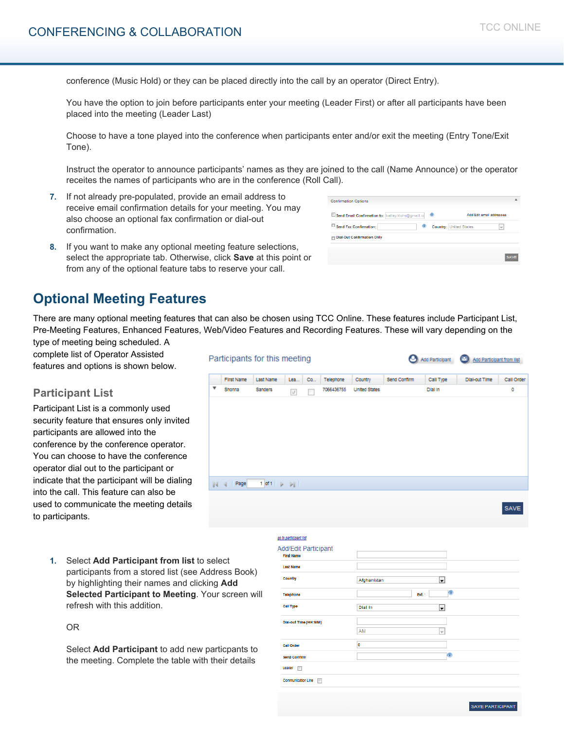conference (Music Hold) or they can be placed directly into the call by an operator (Direct Entry).

You have the option to join before participants enter your meeting (Leader First) or after all participants have been placed into the meeting (Leader Last)

Choose to have a tone played into the conference when participants enter and/or exit the meeting (Entry Tone/Exit Tone).

Instruct the operator to announce participants' names as they are joined to the call (Name Announce) or the operator receites the names of participants who are in the conference (Roll Call).

7. If not already pre-populated, provide an email address to receive email confirmation details for your meeting. You may also choose an optional fax confirmation or dial-out confirmation.

8. If you want to make any optional meeting feature selections, select the appropriate tab. Otherwise, click **Save** at this point or from any of the optional feature tabs to reserve your call.

## Optional Meeting Features

There are many optional meeting features that can also be chosen using TCC Online. These features include Participant List, Pre-Meeting Features, Enhanced Features, Web/Video Features and Recording Features. These will vary depending on the type of meeting being scheduled. A complete list of Operator Assisted features and options is shown below.

### Participant List

Participant List is a commonly used security feature that ensures only invited participants are allowed into the conference by the conference operator. You can choose to have the conference operator dial out to the participant or indicate that the participant will be dialing into the call. This feature can also be used to communicate the meeting details to participants.

1. Select **Add Participant from list** to select participants from a stored list (see Address Book) by highlighting their names and clicking **Add Selected Participant to Meeting**. Your screen will refresh with this addition.

   OR

   Select **Add Participant** to add new partcipants to the meeting. Complete the table with their details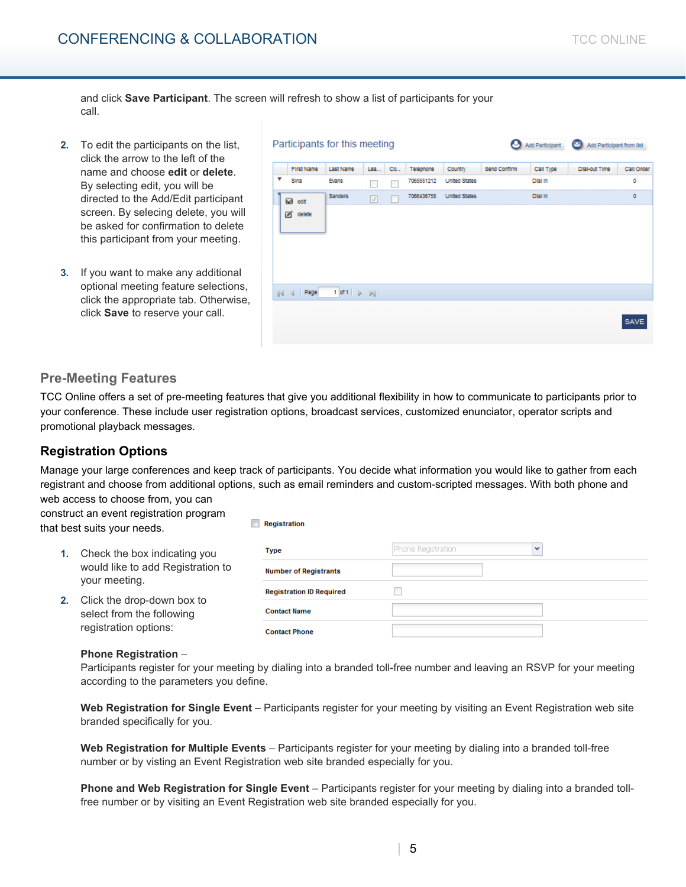and click **Save Participant**. The screen will refresh to show a list of participants for your call.

2. To edit the participants on the list, click the arrow to the left of the name and choose **edit** or **delete**. By selecting edit, you will be directed to the Add/Edit participant screen. By selecing delete, you will be asked for confirmation to delete this participant from your meeting.

3. If you want to make any additional optional meeting feature selections, click the appropriate tab. Otherwise, click **Save** to reserve your call.

## Pre-Meeting Features

TCC Online offers a set of pre-meeting features that give you additional flexibility in how to communicate to participants prior to your conference. These include user registration options, broadcast services, customized enunciator, operator scripts and promotional playback messages.

### Registration Options

Manage your large conferences and keep track of participants. You decide what information you would like to gather from each registrant and choose from additional options, such as email reminders and custom-scripted messages. With both phone and web access to choose from, you can construct an event registration program that best suits your needs.

1. Check the box indicating you would like to add Registration to your meeting.

2. Click the drop-down box to select from the following registration options:

**Phone Registration** –
Participants register for your meeting by dialing into a branded toll-free number and leaving an RSVP for your meeting according to the parameters you define.

**Web Registration for Single Event** – Participants register for your meeting by visiting an Event Registration web site branded specifically for you.

**Web Registration for Multiple Events** – Participants register for your meeting by dialing into a branded toll-free number or by visting an Event Registration web site branded especially for you.

**Phone and Web Registration for Single Event** – Participants register for your meeting by dialing into a branded toll-free number or by visiting an Event Registration web site branded especially for you.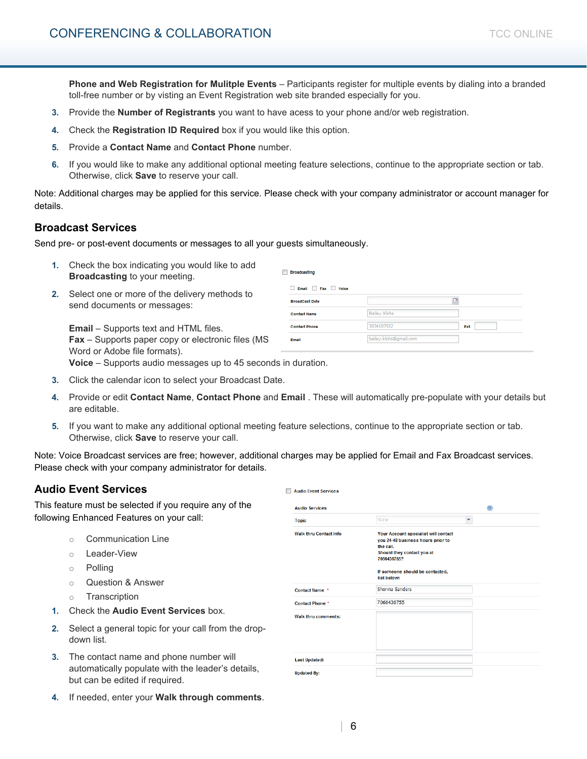**Phone and Web Registration for Mulitple Events** – Participants register for multiple events by dialing into a branded toll-free number or by visting an Event Registration web site branded especially for you.

3. Provide the **Number of Registrants** you want to have acess to your phone and/or web registration.
4. Check the **Registration ID Required** box if you would like this option.
5. Provide a **Contact Name** and **Contact Phone** number.
6. If you would like to make any additional optional meeting feature selections, continue to the appropriate section or tab. Otherwise, click **Save** to reserve your call.

Note: Additional charges may be applied for this service. Please check with your company administrator or account manager for details.

## Broadcast Services

Send pre- or post-event documents or messages to all your guests simultaneously.

1. Check the box indicating you would like to add **Broadcasting** to your meeting.
2. Select one or more of the delivery methods to send documents or messages:

   **Email** – Supports text and HTML files.
   **Fax** – Supports paper copy or electronic files (MS Word or Adobe file formats).
   **Voice** – Supports audio messages up to 45 seconds in duration.

3. Click the calendar icon to select your Broadcast Date.
4. Provide or edit **Contact Name**, **Contact Phone** and **Email** . These will automatically pre-populate with your details but are editable.
5. If you want to make any additional optional meeting feature selections, continue to the appropriate section or tab. Otherwise, click **Save** to reserve your call.

Note: Voice Broadcast services are free; however, additional charges may be applied for Email and Fax Broadcast services. Please check with your company administrator for details.

## Audio Event Services

This feature must be selected if you require any of the following Enhanced Features on your call:

- Communication Line
- Leader-View
- Polling
- Question & Answer
- Transcription

1. Check the **Audio Event Services** box.
2. Select a general topic for your call from the drop-down list.
3. The contact name and phone number will automatically populate with the leader's details, but can be edited if required.
4. If needed, enter your **Walk through comments**.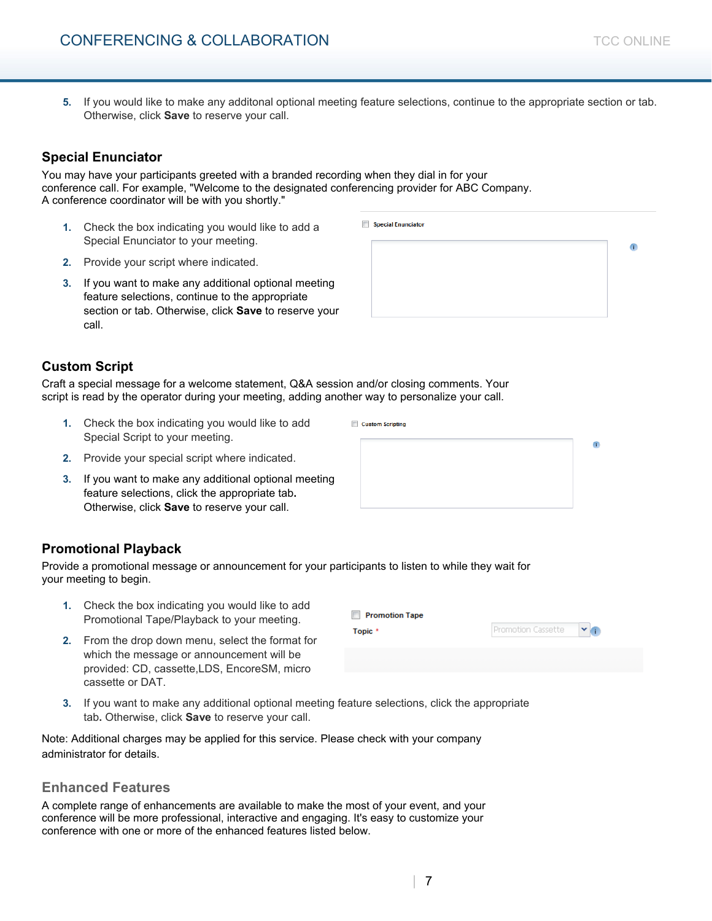5. If you would like to make any additonal optional meeting feature selections, continue to the appropriate section or tab. Otherwise, click **Save** to reserve your call.

## Special Enunciator

You may have your participants greeted with a branded recording when they dial in for your conference call. For example, "Welcome to the designated conferencing provider for ABC Company. A conference coordinator will be with you shortly."

1. Check the box indicating you would like to add a Special Enunciator to your meeting.
2. Provide your script where indicated.
3. If you want to make any additional optional meeting feature selections, continue to the appropriate section or tab. Otherwise, click **Save** to reserve your call.

Special Enunciator

## Custom Script

Craft a special message for a welcome statement, Q&A session and/or closing comments. Your script is read by the operator during your meeting, adding another way to personalize your call.

1. Check the box indicating you would like to add Special Script to your meeting.
2. Provide your special script where indicated.
3. If you want to make any additional optional meeting feature selections, click the appropriate tab. Otherwise, click **Save** to reserve your call.

Custom Scripting

## Promotional Playback

Provide a promotional message or announcement for your participants to listen to while they wait for your meeting to begin.

1. Check the box indicating you would like to add Promotional Tape/Playback to your meeting.
2. From the drop down menu, select the format for which the message or announcement will be provided: CD, cassette,LDS, EncoreSM, micro cassette or DAT.
3. If you want to make any additional optional meeting feature selections, click the appropriate tab**.** Otherwise, click **Save** to reserve your call.

Promotion Tape

Topic * Promotion Cassette

Note: Additional charges may be applied for this service. Please check with your company administrator for details.

## Enhanced Features

A complete range of enhancements are available to make the most of your event, and your conference will be more professional, interactive and engaging. It's easy to customize your conference with one or more of the enhanced features listed below.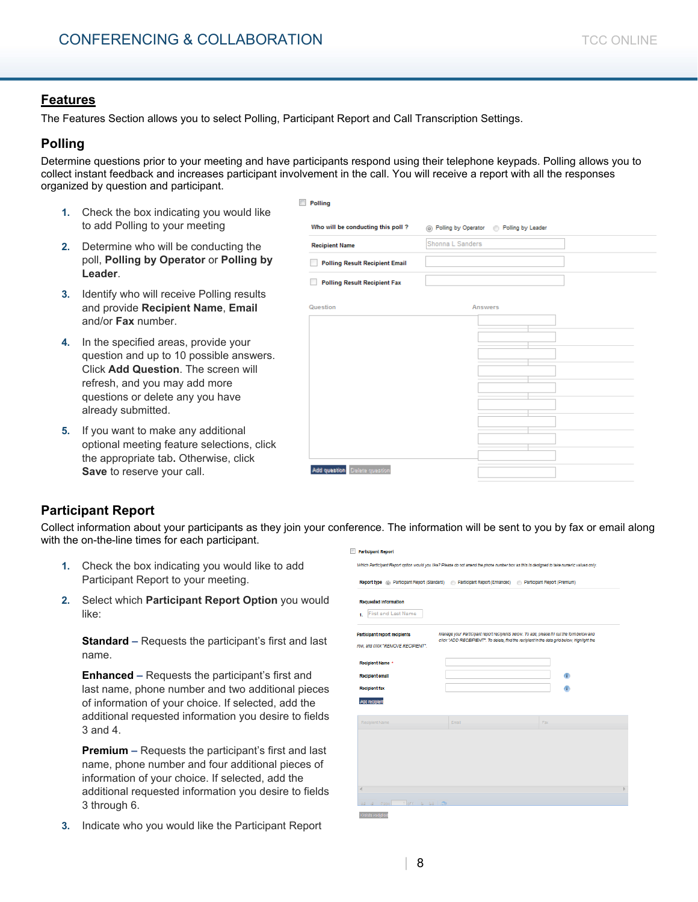## Features

The Features Section allows you to select Polling, Participant Report and Call Transcription Settings.

### Polling

Determine questions prior to your meeting and have participants respond using their telephone keypads. Polling allows you to collect instant feedback and increases participant involvement in the call. You will receive a report with all the responses organized by question and participant.

1. Check the box indicating you would like to add Polling to your meeting
2. Determine who will be conducting the poll, **Polling by Operator** or **Polling by Leader**.
3. Identify who will receive Polling results and provide **Recipient Name**, **Email** and/or **Fax** number.
4. In the specified areas, provide your question and up to 10 possible answers. Click **Add Question**. The screen will refresh, and you may add more questions or delete any you have already submitted.
5. If you want to make any additional optional meeting feature selections, click the appropriate tab**.** Otherwise, click **Save** to reserve your call.

### Participant Report

Collect information about your participants as they join your conference. The information will be sent to you by fax or email along with the on-the-line times for each participant.

1. Check the box indicating you would like to add Participant Report to your meeting.
2. Select which **Participant Report Option** you would like:

   **Standard –** Requests the participant's first and last name.

   **Enhanced –** Requests the participant's first and last name, phone number and two additional pieces of information of your choice. If selected, add the additional requested information you desire to fields 3 and 4.

   **Premium –** Requests the participant's first and last name, phone number and four additional pieces of information of your choice. If selected, add the additional requested information you desire to fields 3 through 6.

3. Indicate who you would like the Participant Report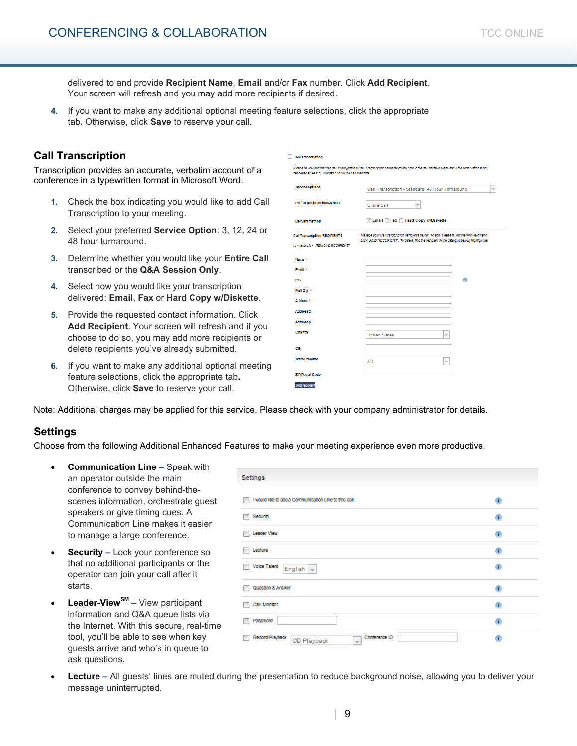delivered to and provide **Recipient Name**, **Email** and/or **Fax** number. Click **Add Recipient**. Your screen will refresh and you may add more recipients if desired.

4. If you want to make any additional optional meeting feature selections, click the appropriate tab. Otherwise, click **Save** to reserve your call.

## Call Transcription

Transcription provides an accurate, verbatim account of a conference in a typewritten format in Microsoft Word.

1. Check the box indicating you would like to add Call Transcription to your meeting.
2. Select your preferred **Service Option**: 3, 12, 24 or 48 hour turnaround.
3. Determine whether you would like your **Entire Call** transcribed or the **Q&A Session Only**.
4. Select how you would like your transcription delivered: **Email**, **Fax** or **Hard Copy w/Diskette**.
5. Provide the requested contact information. Click **Add Recipient**. Your screen will refresh and if you choose to do so, you may add more recipients or delete recipients you've already submitted.
6. If you want to make any additional optional meeting feature selections, click the appropriate tab. Otherwise, click **Save** to reserve your call.

Note: Additional charges may be applied for this service. Please check with your company administrator for details.

## Settings

Choose from the following Additional Enhanced Features to make your meeting experience even more productive.

- **Communication Line** – Speak with an operator outside the main conference to convey behind-the-scenes information, orchestrate guest speakers or give timing cues. A Communication Line makes it easier to manage a large conference.
- **Security** – Lock your conference so that no additional participants or the operator can join your call after it starts.
- **Leader-View**SM – View participant information and Q&A queue lists via the Internet. With this secure, real-time tool, you'll be able to see when key guests arrive and who's in queue to ask questions.
- **Lecture** – All guests' lines are muted during the presentation to reduce background noise, allowing you to deliver your message uninterrupted.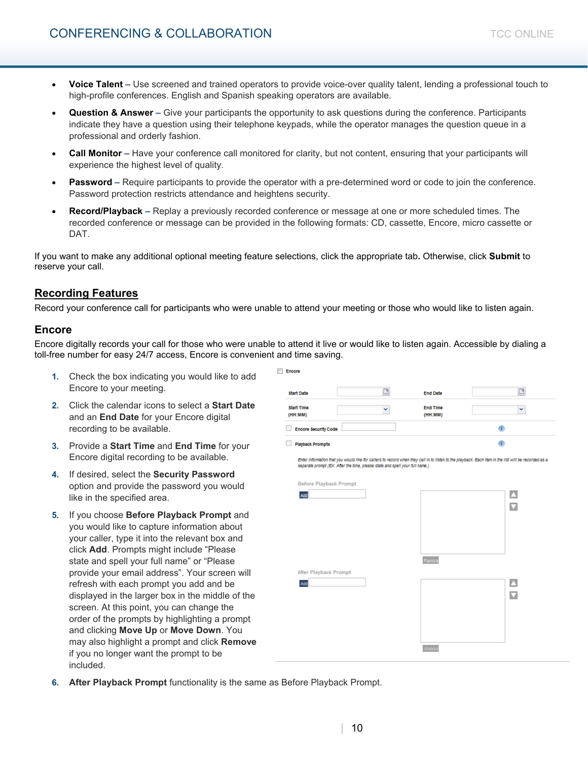- **Voice Talent –** Use screened and trained operators to provide voice-over quality talent, lending a professional touch to high-profile conferences. English and Spanish speaking operators are available.
- **Question & Answer –** Give your participants the opportunity to ask questions during the conference. Participants indicate they have a question using their telephone keypads, while the operator manages the question queue in a professional and orderly fashion.
- **Call Monitor –** Have your conference call monitored for clarity, but not content, ensuring that your participants will experience the highest level of quality.
- **Password –** Require participants to provide the operator with a pre-determined word or code to join the conference. Password protection restricts attendance and heightens security.
- **Record/Playback –** Replay a previously recorded conference or message at one or more scheduled times. The recorded conference or message can be provided in the following formats: CD, cassette, Encore, micro cassette or DAT.

If you want to make any additional optional meeting feature selections, click the appropriate tab**.** Otherwise, click **Submit** to reserve your call.

## Recording Features

Record your conference call for participants who were unable to attend your meeting or those who would like to listen again.

### Encore

Encore digitally records your call for those who were unable to attend it live or would like to listen again. Accessible by dialing a toll-free number for easy 24/7 access, Encore is convenient and time saving.

1. Check the box indicating you would like to add Encore to your meeting.
2. Click the calendar icons to select a **Start Date** and an **End Date** for your Encore digital recording to be available.
3. Provide a **Start Time** and **End Time** for your Encore digital recording to be available.
4. If desired, select the **Security Password** option and provide the password you would like in the specified area.
5. If you choose **Before Playback Prompt** and you would like to capture information about your caller, type it into the relevant box and click **Add**. Prompts might include "Please state and spell your full name" or "Please provide your email address". Your screen will refresh with each prompt you add and be displayed in the larger box in the middle of the screen. At this point, you can change the order of the prompts by highlighting a prompt and clicking **Move Up** or **Move Down**. You may also highlight a prompt and click **Remove** if you no longer want the prompt to be included.
6. **After Playback Prompt** functionality is the same as Before Playback Prompt.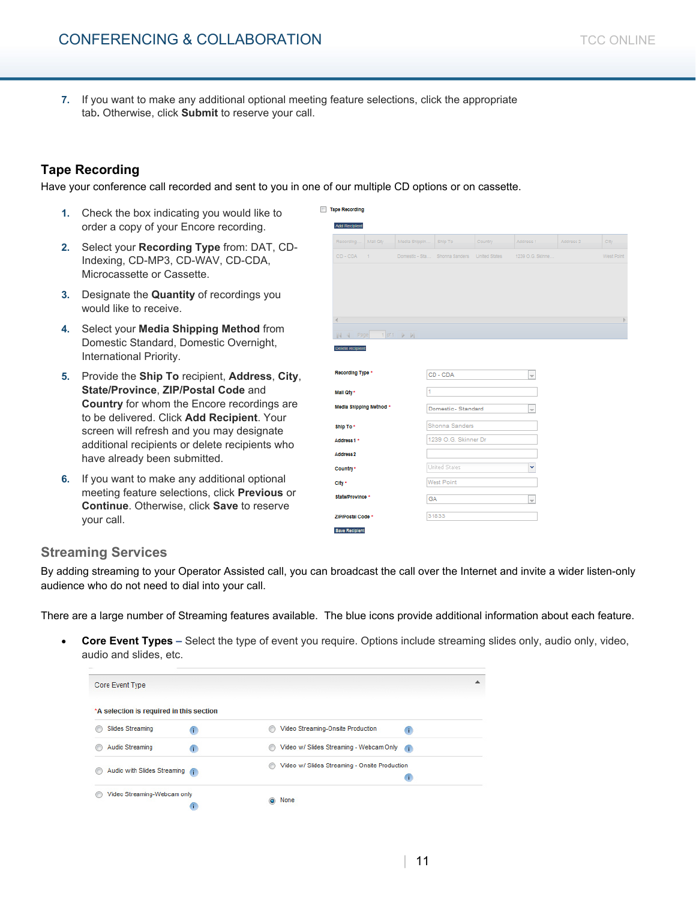7. If you want to make any additional optional meeting feature selections, click the appropriate tab. Otherwise, click **Submit** to reserve your call.

### Tape Recording

Have your conference call recorded and sent to you in one of our multiple CD options or on cassette.

1. Check the box indicating you would like to order a copy of your Encore recording.
2. Select your **Recording Type** from: DAT, CD-Indexing, CD-MP3, CD-WAV, CD-CDA, Microcassette or Cassette.
3. Designate the **Quantity** of recordings you would like to receive.
4. Select your **Media Shipping Method** from Domestic Standard, Domestic Overnight, International Priority.
5. Provide the **Ship To** recipient, **Address**, **City**, **State/Province**, **ZIP/Postal Code** and **Country** for whom the Encore recordings are to be delivered. Click **Add Recipient**. Your screen will refresh and you may designate additional recipients or delete recipients who have already been submitted.
6. If you want to make any additional optional meeting feature selections, click **Previous** or **Continue**. Otherwise, click **Save** to reserve your call.

## Streaming Services

By adding streaming to your Operator Assisted call, you can broadcast the call over the Internet and invite a wider listen-only audience who do not need to dial into your call.

There are a large number of Streaming features available. The blue icons provide additional information about each feature.

- **Core Event Types –** Select the type of event you require. Options include streaming slides only, audio only, video, audio and slides, etc.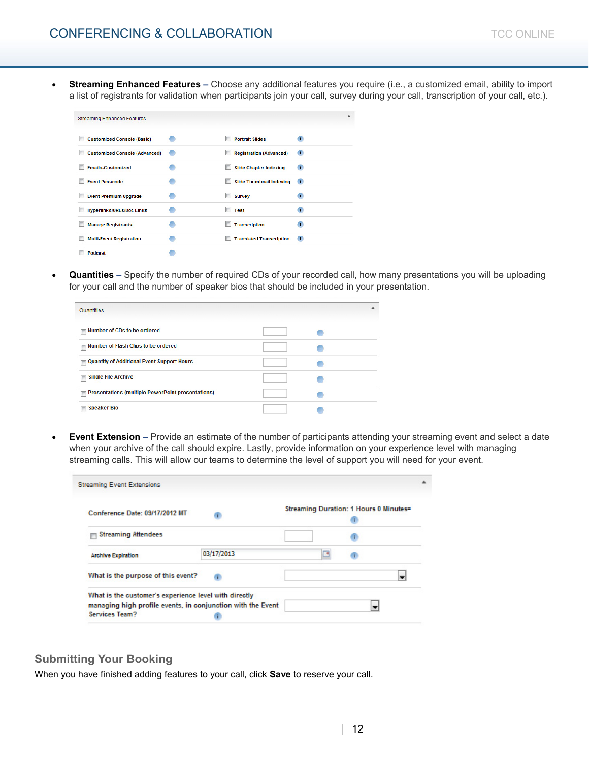- **Streaming Enhanced Features** – Choose any additional features you require (i.e., a customized email, ability to import a list of registrants for validation when participants join your call, survey during your call, transcription of your call, etc.).

Streaming Enhanced Features

| | |
|---|---|
| Customized Console (Basic) | Portrait Slides |
| Customized Console (Advanced) | Registration (Advanced) |
| Emails-Customized | Slide Chapter Indexing |
| Event Passcode | Slide Thumbnail Indexing |
| Event Premium Upgrade | Survey |
| Hyperlinks/URLs/Doc Links | Test |
| Manage Registrants | Transcription |
| Multi-Event Registration | Translated Transcription |
| Podcast | |

- **Quantities** – Specify the number of required CDs of your recorded call, how many presentations you will be uploading for your call and the number of speaker bios that should be included in your presentation.

Quantities

| | |
|---|---|
| Number of CDs to be ordered | |
| Number of Flash Clips to be ordered | |
| Quantity of Additional Event Support Hours | |
| Single File Archive | |
| Presentations (multiple PowerPoint presentations) | |
| Speaker Bio | |

- **Event Extension** – Provide an estimate of the number of participants attending your streaming event and select a date when your archive of the call should expire. Lastly, provide information on your experience level with managing streaming calls. This will allow our teams to determine the level of support you will need for your event.

Streaming Event Extensions

| | |
|---|---|
| Conference Date: 09/17/2012 MT | Streaming Duration: 1 Hours 0 Minutes= |
| Streaming Attendees | |
| Archive Expiration | 03/17/2013 |
| What is the purpose of this event? | |
| What is the customer's experience level with directly managing high profile events, in conjunction with the Event Services Team? | |

## Submitting Your Booking

When you have finished adding features to your call, click **Save** to reserve your call.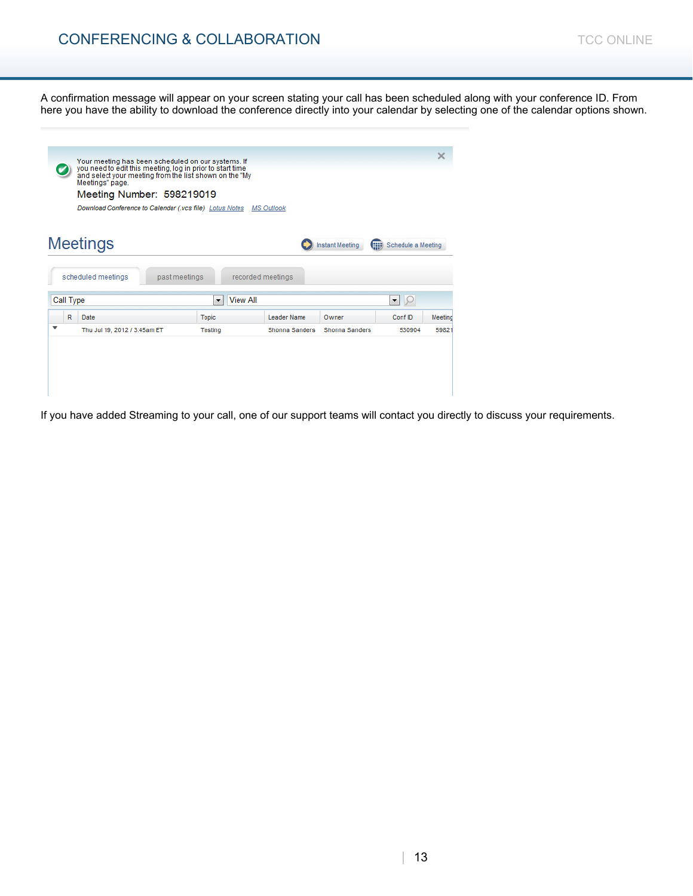A confirmation message will appear on your screen stating your call has been scheduled along with your conference ID. From here you have the ability to download the conference directly into your calendar by selecting one of the calendar options shown.

Your meeting has been scheduled on our systems. If you need to edit this meeting, log in prior to start time and select your meeting from the list shown on the "My Meetings" page.

Meeting Number: 598219019

*Download Conference to Calendar (.vcs file)* Lotus Notes MS Outlook

Meetings

Instant Meeting Schedule a Meeting

scheduled meetings past meetings recorded meetings

Call Type View All

| | R | Date | Topic | Leader Name | Owner | Conf ID | Meeting |
|---|---|---|---|---|---|---|---|
| ▼ | | Thu Jul 19, 2012 / 3:45am ET | Testing | Shonna Sanders | Shonna Sanders | 530904 | 59821 |

If you have added Streaming to your call, one of our support teams will contact you directly to discuss your requirements.